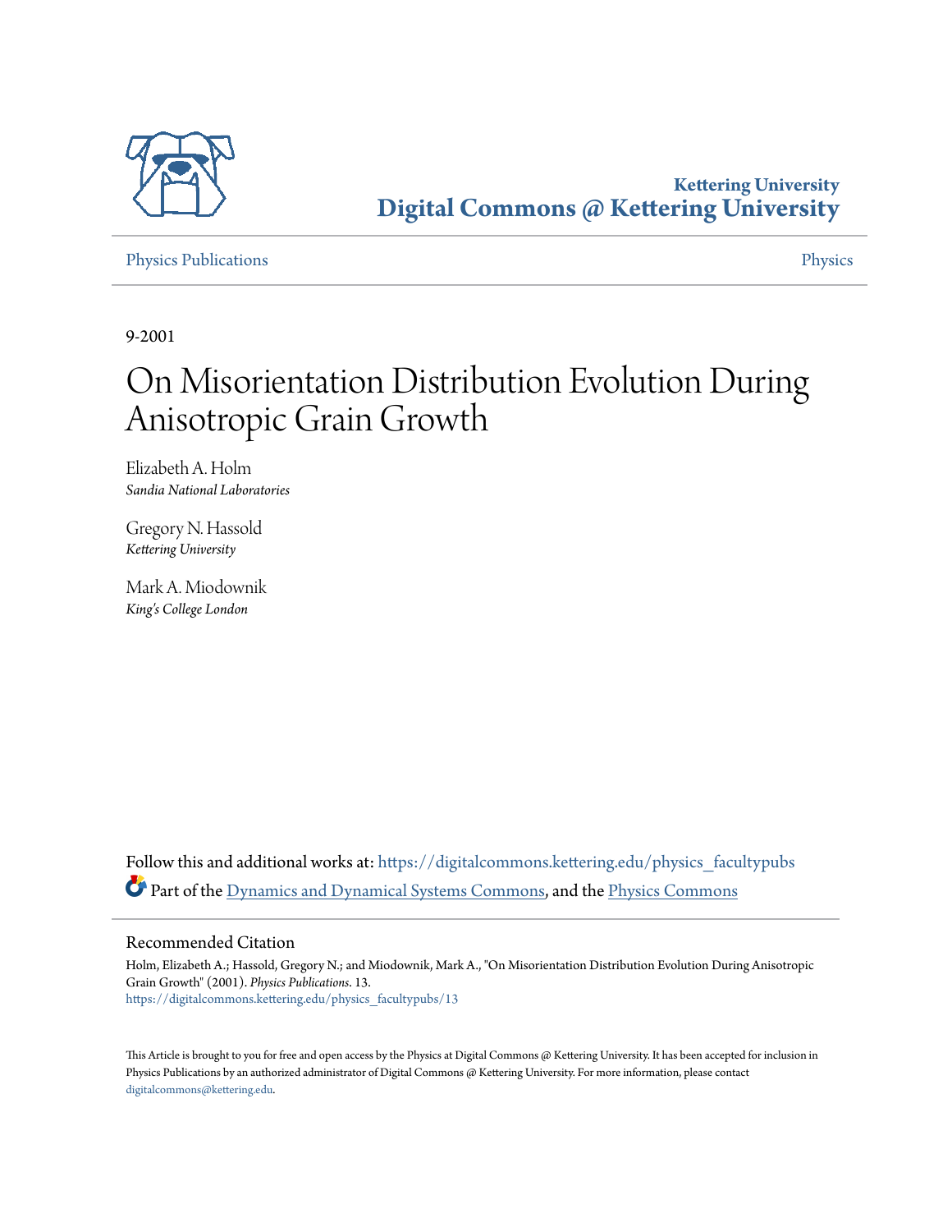Kettering University
**Digital Commons @ Kettering University**

Physics Publications

Physics

9-2001

# On Misorientation Distribution Evolution During Anisotropic Grain Growth

Elizabeth A. Holm
*Sandia National Laboratories*

Gregory N. Hassold
*Kettering University*

Mark A. Miodownik
*King's College London*

Follow this and additional works at: https://digitalcommons.kettering.edu/physics_facultypubs

Part of the Dynamics and Dynamical Systems Commons, and the Physics Commons

## Recommended Citation

Holm, Elizabeth A.; Hassold, Gregory N.; and Miodownik, Mark A., "On Misorientation Distribution Evolution During Anisotropic Grain Growth" (2001). *Physics Publications*. 13.
https://digitalcommons.kettering.edu/physics_facultypubs/13

This Article is brought to you for free and open access by the Physics at Digital Commons @ Kettering University. It has been accepted for inclusion in Physics Publications by an authorized administrator of Digital Commons @ Kettering University. For more information, please contact digitalcommons@kettering.edu.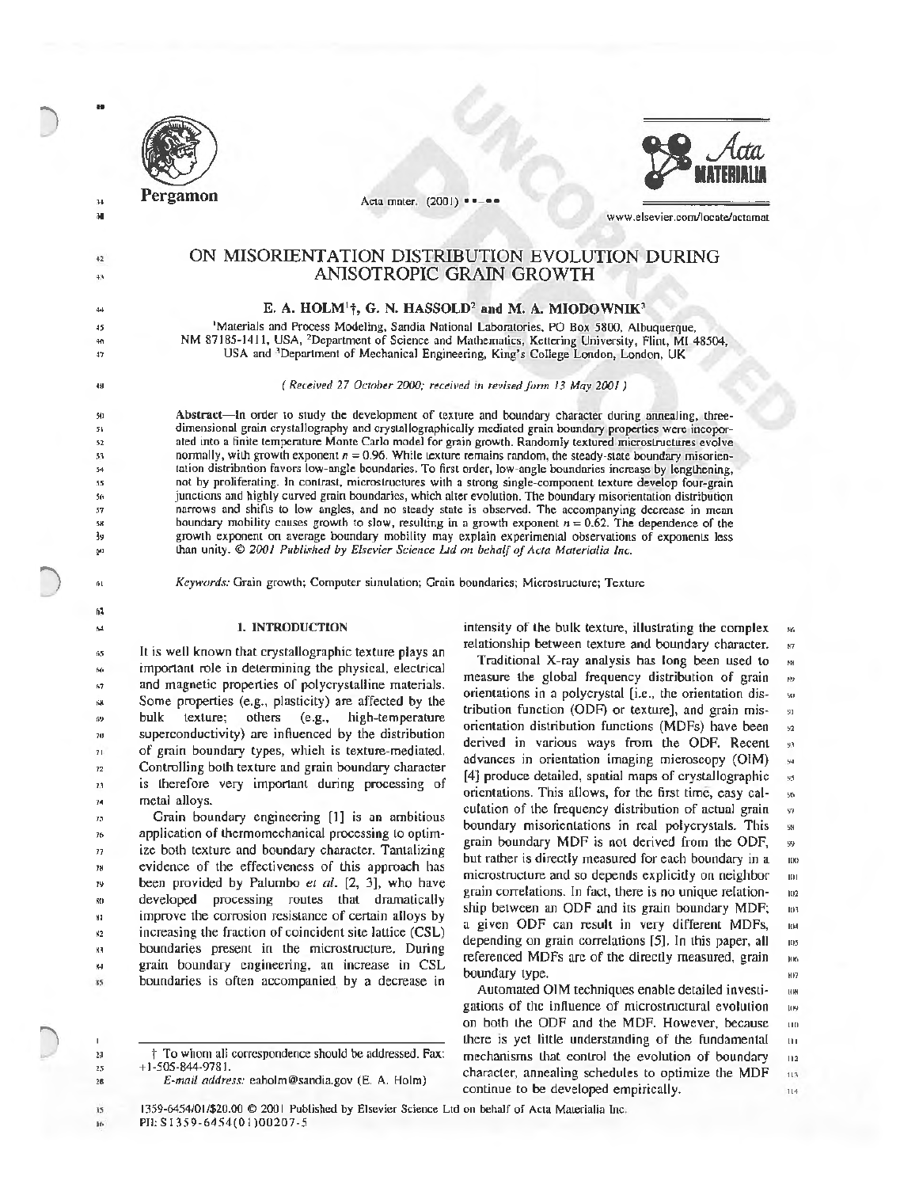# ON MISORIENTATION DISTRIBUTION EVOLUTION DURING ANISOTROPIC GRAIN GROWTH

**E. A. HOLM[1]†, G. N. HASSOLD[2] and M. A. MIODOWNIK[3]**

[1]Materials and Process Modeling, Sandia National Laboratories, PO Box 5800, Albuquerque, NM 87185-1411, USA, [2]Department of Science and Mathematics, Kettering University, Flint, MI 48504, USA and [3]Department of Mechanical Engineering, King's College London, London, UK

*( Received 27 October 2000; received in revised form 13 May 2001 )*

**Abstract**—In order to study the development of texture and boundary character during annealing, three-dimensional grain crystallography and crystallographically mediated grain boundary properties were incorporated into a finite temperature Monte Carlo model for grain growth. Randomly textured microstructures evolve normally, with growth exponent $n = 0.96$. While texture remains random, the steady-state boundary misorientation distribution favors low-angle boundaries. To first order, low-angle boundaries increase by lengthening, not by proliferating. In contrast, microstructures with a strong single-component texture develop four-grain junctions and highly curved grain boundaries, which alter evolution. The boundary misorientation distribution narrows and shifts to low angles, and no steady state is observed. The accompanying decrease in mean boundary mobility causes growth to slow, resulting in a growth exponent $n = 0.62$. The dependence of the growth exponent on average boundary mobility may explain experimental observations of exponents less than unity. © *2001 Published by Elsevier Science Ltd on behalf of Acta Materialia Inc.*

*Keywords:* Grain growth; Computer simulation; Grain boundaries; Microstructure; Texture

## 1. INTRODUCTION

It is well known that crystallographic texture plays an important role in determining the physical, electrical and magnetic properties of polycrystalline materials. Some properties (e.g., plasticity) are affected by the bulk texture; others (e.g., high-temperature superconductivity) are influenced by the distribution of grain boundary types, which is texture-mediated. Controlling both texture and grain boundary character is therefore very important during processing of metal alloys.

Grain boundary engineering [1] is an ambitious application of thermomechanical processing to optimize both texture and boundary character. Tantalizing evidence of the effectiveness of this approach has been provided by Palumbo *et al.* [2, 3], who have developed processing routes that dramatically improve the corrosion resistance of certain alloys by increasing the fraction of coincident site lattice (CSL) boundaries present in the microstructure. During grain boundary engineering, an increase in CSL boundaries is often accompanied by a decrease in intensity of the bulk texture, illustrating the complex relationship between texture and boundary character.

Traditional X-ray analysis has long been used to measure the global frequency distribution of grain orientations in a polycrystal [i.e., the orientation distribution function (ODF) or texture], and grain misorientation distribution functions (MDFs) have been derived in various ways from the ODF. Recent advances in orientation imaging microscopy (OIM) [4] produce detailed, spatial maps of crystallographic orientations. This allows, for the first time, easy calculation of the frequency distribution of actual grain boundary misorientations in real polycrystals. This grain boundary MDF is not derived from the ODF, but rather is directly measured for each boundary in a microstructure and so depends explicitly on neighbor grain correlations. In fact, there is no unique relationship between an ODF and its grain boundary MDF; a given ODF can result in very different MDFs, depending on grain correlations [5]. In this paper, all referenced MDFs are of the directly measured, grain boundary type.

Automated OIM techniques enable detailed investigations of the influence of microstructural evolution on both the ODF and the MDF. However, because there is yet little understanding of the fundamental mechanisms that control the evolution of boundary character, annealing schedules to optimize the MDF continue to be developed empirically.

† To whom all correspondence should be addressed. Fax: +1-505-844-9781.

*E-mail address:* eaholm@sandia.gov (E. A. Holm)

1359-6454/01/$20.00 © 2001 Published by Elsevier Science Ltd on behalf of Acta Materialia Inc.
PII: S1359-6454(01)00207-5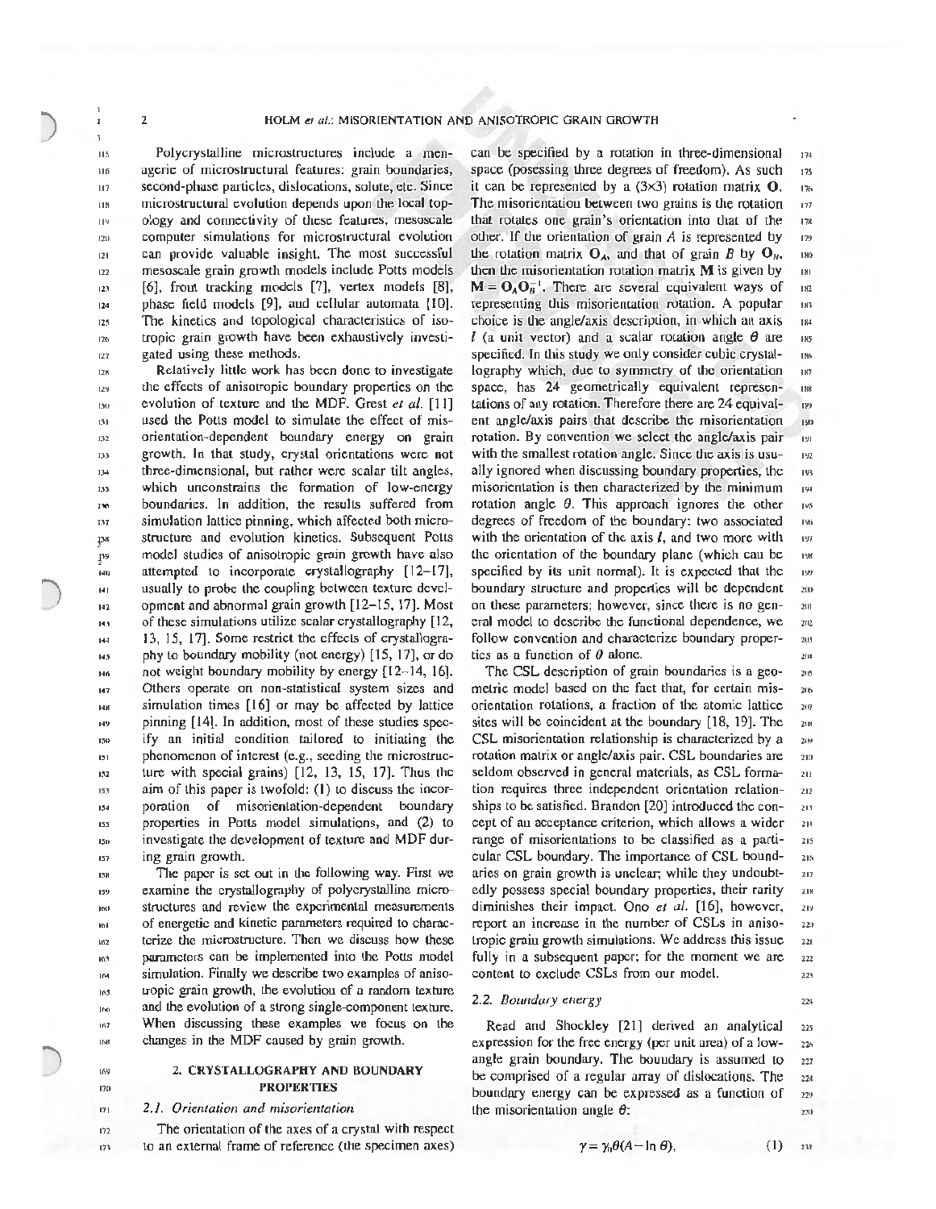Polycrystalline microstructures include a menagerie of microstructural features: grain boundaries, second-phase particles, dislocations, solute, etc. Since microstructural evolution depends upon the local topology and connectivity of these features, mesoscale computer simulations for microstructural evolution can provide valuable insight. The most successful mesoscale grain growth models include Potts models [6], front tracking models [7], vertex models [8], phase field models [9], and cellular automata [10]. The kinetics and topological characteristics of isotropic grain growth have been exhaustively investigated using these methods.

Relatively little work has been done to investigate the effects of anisotropic boundary properties on the evolution of texture and the MDF. Grest *et al.* [11] used the Potts model to simulate the effect of misorientation-dependent boundary energy on grain growth. In that study, crystal orientations were not three-dimensional, but rather were scalar tilt angles, which unconstrains the formation of low-energy boundaries. In addition, the results suffered from simulation lattice pinning, which affected both microstructure and evolution kinetics. Subsequent Potts model studies of anisotropic grain growth have also attempted to incorporate crystallography [12–17], usually to probe the coupling between texture development and abnormal grain growth [12–15, 17]. Most of these simulations utilize scalar crystallography [12, 13, 15, 17]. Some restrict the effects of crystallography to boundary mobility (not energy) [15, 17], or do not weight boundary mobility by energy [12–14, 16]. Others operate on non-statistical system sizes and simulation times [16] or may be affected by lattice pinning [14]. In addition, most of these studies specify an initial condition tailored to initiating the phenomenon of interest (e.g., seeding the microstructure with special grains) [12, 13, 15, 17]. Thus the aim of this paper is twofold: (1) to discuss the incorporation of misorientation-dependent boundary properties in Potts model simulations, and (2) to investigate the development of texture and MDF during grain growth.

The paper is set out in the following way. First we examine the crystallography of polycrystalline microstructures and review the experimental measurements of energetic and kinetic parameters required to characterize the microstructure. Then we discuss how these parameters can be implemented into the Potts model simulation. Finally we describe two examples of anisotropic grain growth, the evolution of a random texture and the evolution of a strong single-component texture. When discussing these examples we focus on the changes in the MDF caused by grain growth.

## 2. CRYSTALLOGRAPHY AND BOUNDARY PROPERTIES

### 2.1. Orientation and misorientation

The orientation of the axes of a crystal with respect to an external frame of reference (the specimen axes) can be specified by a rotation in three-dimensional space (posessing three degrees of freedom). As such it can be represented by a (3×3) rotation matrix $\mathbf{O}$. The misorientation between two grains is the rotation that rotates one grain's orientation into that of the other. If the orientation of grain $A$ is represented by the rotation matrix $\mathbf{O}_A$, and that of grain $B$ by $\mathbf{O}_B$, then the misorientation rotation matrix $\mathbf{M}$ is given by $\mathbf{M} = \mathbf{O}_A\mathbf{O}_B^{-1}$. There are several equivalent ways of representing this misorientation rotation. A popular choice is the angle/axis description, in which an axis $l$ (a unit vector) and a scalar rotation angle $\theta$ are specified. In this study we only consider cubic crystallography which, due to symmetry of the orientation space, has 24 geometrically equivalent representations of any rotation. Therefore there are 24 equivalent angle/axis pairs that describe the misorientation rotation. By convention we select the angle/axis pair with the smallest rotation angle. Since the axis is usually ignored when discussing boundary properties, the misorientation is then characterized by the minimum rotation angle $\theta$. This approach ignores the other degrees of freedom of the boundary: two associated with the orientation of the axis $l$, and two more with the orientation of the boundary plane (which can be specified by its unit normal). It is expected that the boundary structure and properties will be dependent on these parameters; however, since there is no general model to describe the functional dependence, we follow convention and characterize boundary properties as a function of $\theta$ alone.

The CSL description of grain boundaries is a geometric model based on the fact that, for certain misorientation rotations, a fraction of the atomic lattice sites will be coincident at the boundary [18, 19]. The CSL misorientation relationship is characterized by a rotation matrix or angle/axis pair. CSL boundaries are seldom observed in general materials, as CSL formation requires three independent orientation relationships to be satisfied. Brandon [20] introduced the concept of an acceptance criterion, which allows a wider range of misorientations to be classified as a particular CSL boundary. The importance of CSL boundaries on grain growth is unclear; while they undoubtedly possess special boundary properties, their rarity diminishes their impact. Ono *et al.* [16], however, report an increase in the number of CSLs in anisotropic grain growth simulations. We address this issue fully in a subsequent paper; for the moment we are content to exclude CSLs from our model.

### 2.2. Boundary energy

Read and Shockley [21] derived an analytical expression for the free energy (per unit area) of a low-angle grain boundary. The boundary is assumed to be comprised of a regular array of dislocations. The boundary energy can be expressed as a function of the misorientation angle $\theta$:

$$\gamma = \gamma_0\theta(A - \ln\theta), \tag{1}$$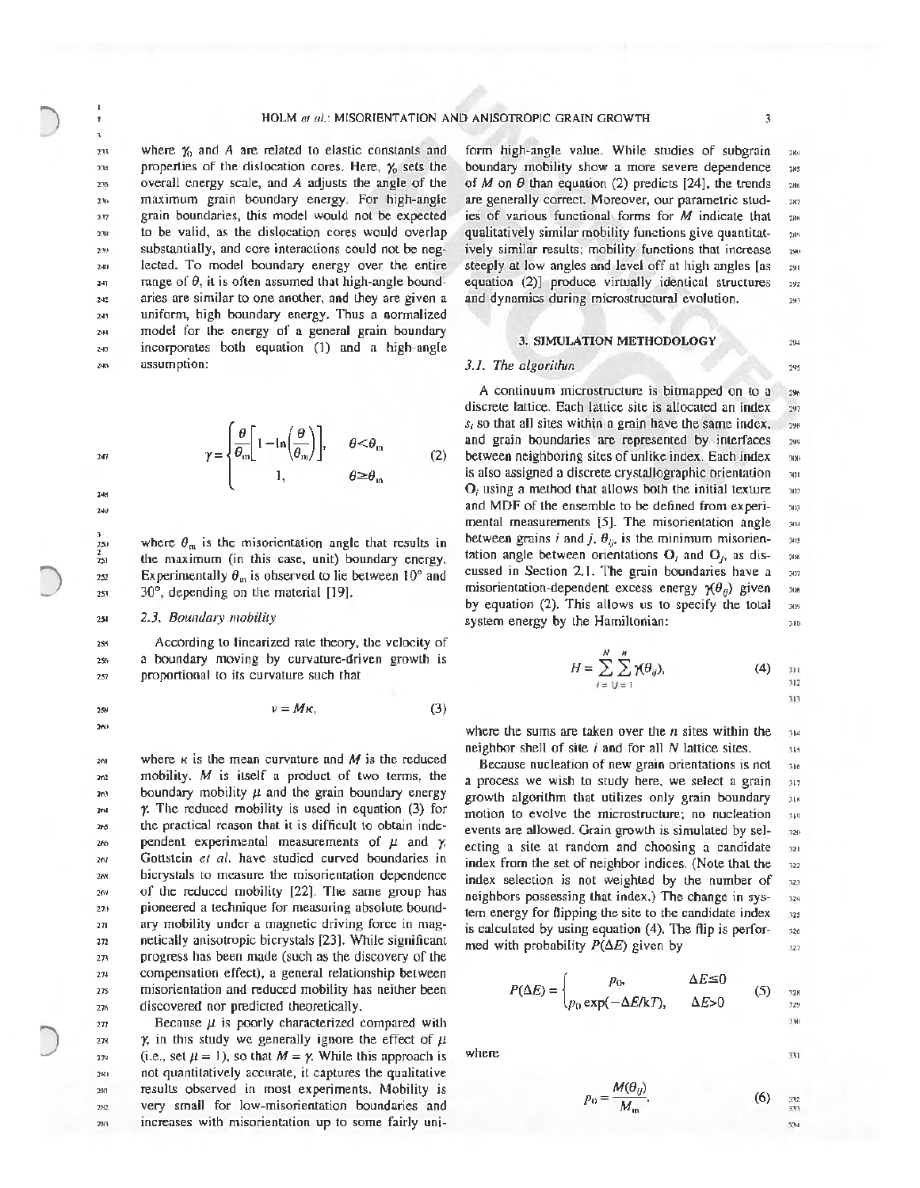where $\gamma_0$ and $A$ are related to elastic constants and properties of the dislocation cores. Here, $\gamma_0$ sets the overall energy scale, and $A$ adjusts the angle of the maximum grain boundary energy. For high-angle grain boundaries, this model would not be expected to be valid, as the dislocation cores would overlap substantially, and core interactions could not be neglected. To model boundary energy over the entire range of $\theta$, it is often assumed that high-angle boundaries are similar to one another, and they are given a uniform, high boundary energy. Thus a normalized model for the energy of a general grain boundary incorporates both equation (1) and a high-angle assumption:

$$\gamma = \begin{cases} \dfrac{\theta}{\theta_m}\left[1 - \ln\left(\dfrac{\theta}{\theta_m}\right)\right], & \theta < \theta_m \\ 1, & \theta \geq \theta_m \end{cases} \tag{2}$$

where $\theta_m$ is the misorientation angle that results in the maximum (in this case, unit) boundary energy. Experimentally $\theta_m$ is observed to lie between 10° and 30°, depending on the material [19].

### 2.3. Boundary mobility

According to linearized rate theory, the velocity of a boundary moving by curvature-driven growth is proportional to its curvature such that

$$v = M\kappa, \tag{3}$$

where $\kappa$ is the mean curvature and $M$ is the reduced mobility. $M$ is itself a product of two terms, the boundary mobility $\mu$ and the grain boundary energy $\gamma$. The reduced mobility is used in equation (3) for the practical reason that it is difficult to obtain independent experimental measurements of $\mu$ and $\gamma$. Gottstein *et al.* have studied curved boundaries in bicrystals to measure the misorientation dependence of the reduced mobility [22]. The same group has pioneered a technique for measuring absolute boundary mobility under a magnetic driving force in magnetically anisotropic bicrystals [23]. While significant progress has been made (such as the discovery of the compensation effect), a general relationship between misorientation and reduced mobility has neither been discovered nor predicted theoretically.

Because $\mu$ is poorly characterized compared with $\gamma$, in this study we generally ignore the effect of $\mu$ (i.e., set $\mu = 1$), so that $M = \gamma$. While this approach is not quantitatively accurate, it captures the qualitative results observed in most experiments. Mobility is very small for low-misorientation boundaries and increases with misorientation up to some fairly uniform high-angle value. While studies of subgrain boundary mobility show a more severe dependence of $M$ on $\theta$ than equation (2) predicts [24], the trends are generally correct. Moreover, our parametric studies of various functional forms for $M$ indicate that qualitatively similar mobility functions give quantitatively similar results; mobility functions that increase steeply at low angles and level off at high angles [as equation (2)] produce virtually identical structures and dynamics during microstructural evolution.

## 3. SIMULATION METHODOLOGY

### 3.1. The algorithm

A continuum microstructure is bitmapped on to a discrete lattice. Each lattice site is allocated an index $s_i$ so that all sites within a grain have the same index, and grain boundaries are represented by interfaces between neighboring sites of unlike index. Each index is also assigned a discrete crystallographic orientation $\mathbf{O}_i$ using a method that allows both the initial texture and MDF of the ensemble to be defined from experimental measurements [5]. The misorientation angle between grains $i$ and $j$, $\theta_{ij}$, is the minimum misorientation angle between orientations $\mathbf{O}_i$ and $\mathbf{O}_j$, as discussed in Section 2.1. The grain boundaries have a misorientation-dependent excess energy $\gamma(\theta_{ij})$ given by equation (2). This allows us to specify the total system energy by the Hamiltonian:

$$H = \sum_{i=1}^{N}\sum_{j=1}^{n}\gamma(\theta_{ij}), \tag{4}$$

where the sums are taken over the $n$ sites within the neighbor shell of site $i$ and for all $N$ lattice sites.

Because nucleation of new grain orientations is not a process we wish to study here, we select a grain growth algorithm that utilizes only grain boundary motion to evolve the microstructure; no nucleation events are allowed. Grain growth is simulated by selecting a site at random and choosing a candidate index from the set of neighbor indices. (Note that the index selection is not weighted by the number of neighbors possessing that index.) The change in system energy for flipping the site to the candidate index is calculated by using equation (4). The flip is performed with probability $P(\Delta E)$ given by

$$P(\Delta E) = \begin{cases} p_0, & \Delta E \leq 0 \\ p_0\exp(-\Delta E/kT), & \Delta E > 0 \end{cases} \tag{5}$$

where

$$p_0 = \frac{M(\theta_{ij})}{M_m}. \tag{6}$$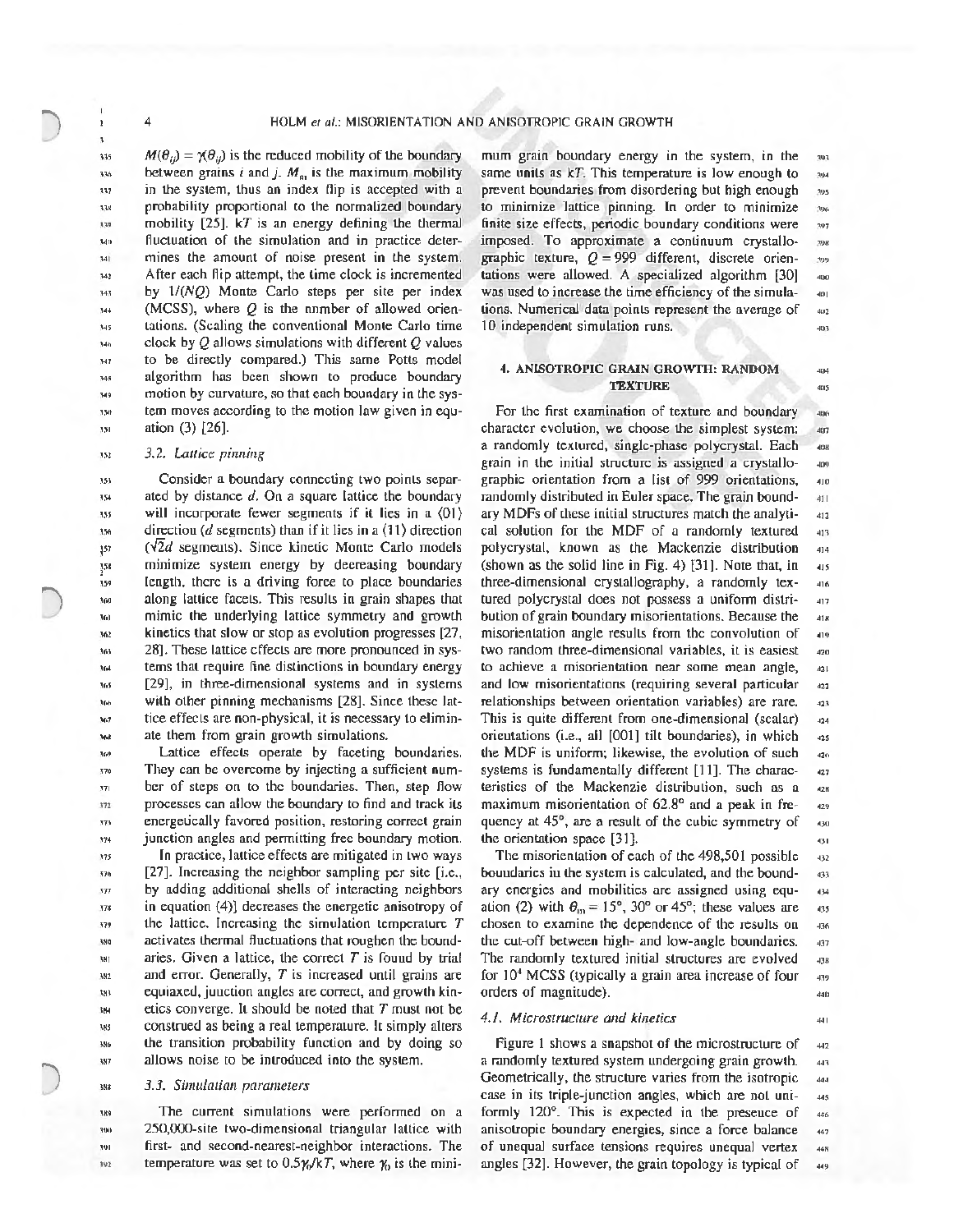$M(\theta_{ij}) = \chi(\theta_{ij})$ is the reduced mobility of the boundary between grains $i$ and $j$. $M_m$ is the maximum mobility in the system, thus an index flip is accepted with a probability proportional to the normalized boundary mobility [25]. $kT$ is an energy defining the thermal fluctuation of the simulation and in practice determines the amount of noise present in the system. After each flip attempt, the time clock is incremented by $1/(NQ)$ Monte Carlo steps per site per index (MCSS), where $Q$ is the number of allowed orientations. (Scaling the conventional Monte Carlo time clock by $Q$ allows simulations with different $Q$ values to be directly compared.) This same Potts model algorithm has been shown to produce boundary motion by curvature, so that each boundary in the system moves according to the motion law given in equation (3) [26].

### 3.2. Lattice pinning

Consider a boundary connecting two points separated by distance $d$. On a square lattice the boundary will incorporate fewer segments if it lies in a ⟨01⟩ direction ($d$ segments) than if it lies in a ⟨11⟩ direction ($\sqrt{2}d$ segments). Since kinetic Monte Carlo models minimize system energy by decreasing boundary length, there is a driving force to place boundaries along lattice facets. This results in grain shapes that mimic the underlying lattice symmetry and growth kinetics that slow or stop as evolution progresses [27, 28]. These lattice effects are more pronounced in systems that require fine distinctions in boundary energy [29], in three-dimensional systems and in systems with other pinning mechanisms [28]. Since these lattice effects are non-physical, it is necessary to eliminate them from grain growth simulations.

Lattice effects operate by faceting boundaries. They can be overcome by injecting a sufficient number of steps on to the boundaries. Then, step flow processes can allow the boundary to find and track its energetically favored position, restoring correct grain junction angles and permitting free boundary motion.

In practice, lattice effects are mitigated in two ways [27]. Increasing the neighbor sampling per site [i.e., by adding additional shells of interacting neighbors in equation (4)] decreases the energetic anisotropy of the lattice. Increasing the simulation temperature $T$ activates thermal fluctuations that roughen the boundaries. Given a lattice, the correct $T$ is found by trial and error. Generally, $T$ is increased until grains are equiaxed, junction angles are correct, and growth kinetics converge. It should be noted that $T$ must not be construed as being a real temperature. It simply alters the transition probability function and by doing so allows noise to be introduced into the system.

### 3.3. Simulation parameters

The current simulations were performed on a 250,000-site two-dimensional triangular lattice with first- and second-nearest-neighbor interactions. The temperature was set to $0.5\gamma_0/kT$, where $\gamma_0$ is the minimum grain boundary energy in the system, in the same units as $kT$. This temperature is low enough to prevent boundaries from disordering but high enough to minimize lattice pinning. In order to minimize finite size effects, periodic boundary conditions were imposed. To approximate a continuum crystallographic texture, $Q = 999$ different, discrete orientations were allowed. A specialized algorithm [30] was used to increase the time efficiency of the simulations. Numerical data points represent the average of 10 independent simulation runs.

## 4. ANISOTROPIC GRAIN GROWTH: RANDOM TEXTURE

For the first examination of texture and boundary character evolution, we choose the simplest system: a randomly textured, single-phase polycrystal. Each grain in the initial structure is assigned a crystallographic orientation from a list of 999 orientations, randomly distributed in Euler space. The grain boundary MDFs of these initial structures match the analytical solution for the MDF of a randomly textured polycrystal, known as the Mackenzie distribution (shown as the solid line in Fig. 4) [31]. Note that, in three-dimensional crystallography, a randomly textured polycrystal does not possess a uniform distribution of grain boundary misorientations. Because the misorientation angle results from the convolution of two random three-dimensional variables, it is easiest to achieve a misorientation near some mean angle, and low misorientations (requiring several particular relationships between orientation variables) are rare. This is quite different from one-dimensional (scalar) orientations (i.e., all [001] tilt boundaries), in which the MDF is uniform; likewise, the evolution of such systems is fundamentally different [11]. The characteristics of the Mackenzie distribution, such as a maximum misorientation of 62.8° and a peak in frequency at 45°, are a result of the cubic symmetry of the orientation space [31].

The misorientation of each of the 498,501 possible boundaries in the system is calculated, and the boundary energies and mobilities are assigned using equation (2) with $\theta_m = 15°$, 30° or 45°; these values are chosen to examine the dependence of the results on the cut-off between high- and low-angle boundaries. The randomly textured initial structures are evolved for $10^4$ MCSS (typically a grain area increase of four orders of magnitude).

### 4.1. Microstructure and kinetics

Figure 1 shows a snapshot of the microstructure of a randomly textured system undergoing grain growth. Geometrically, the structure varies from the isotropic case in its triple-junction angles, which are not uniformly 120°. This is expected in the presence of anisotropic boundary energies, since a force balance of unequal surface tensions requires unequal vertex angles [32]. However, the grain topology is typical of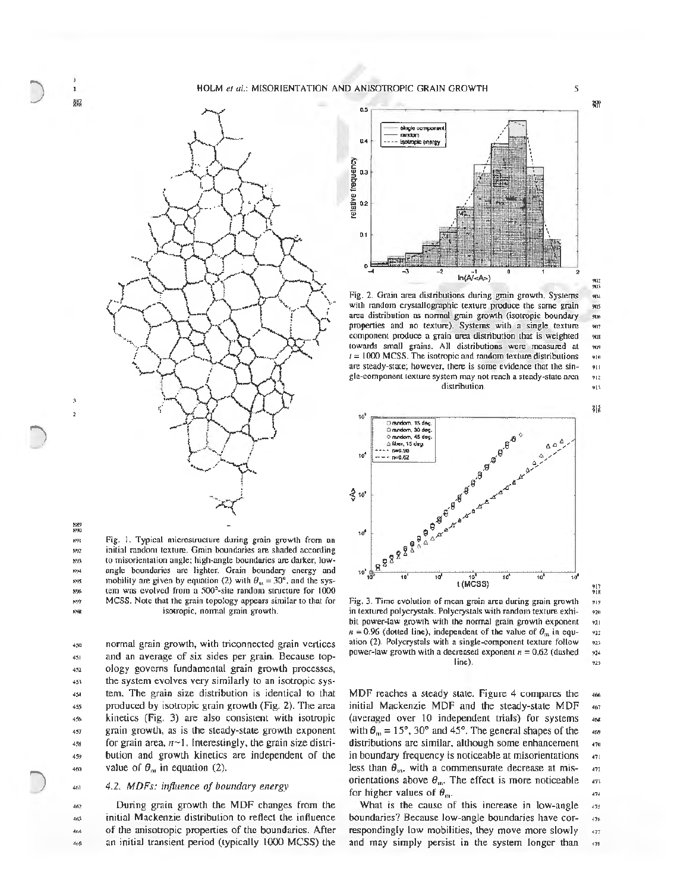Fig. 1. Typical microstructure during grain growth from an initial random texture. Grain boundaries are shaded according to misorientation angle; high-angle boundaries are darker, low-angle boundaries are lighter. Grain boundary energy and mobility are given by equation (2) with $\theta_m = 30°$, and the system was evolved from a $500^2$-site random structure for 1000 MCSS. Note that the grain topology appears similar to that for isotropic, normal grain growth.

Fig. 2. Grain area distributions during grain growth. Systems with random crystallographic texture produce the same grain area distribution as normal grain growth (isotropic boundary properties and no texture). Systems with a single texture component produce a grain area distribution that is weighted towards small grains. All distributions were measured at $t = 1000$ MCSS. The isotropic and random texture distributions are steady-state; however, there is some evidence that the single-component texture system may not reach a steady-state area distribution.

Fig. 3. Time evolution of mean grain area during grain growth in textured polycrystals. Polycrystals with random texture exhibit power-law growth with the normal grain growth exponent $n = 0.96$ (dotted line), independent of the value of $\theta_m$ in equation (2). Polycrystals with a single-component texture follow power-law growth with a decreased exponent $n = 0.62$ (dashed line).

normal grain growth, with triconnected grain vertices and an average of six sides per grain. Because topology governs fundamental grain growth processes, the system evolves very similarly to an isotropic system. The grain size distribution is identical to that produced by isotropic grain growth (Fig. 2). The area kinetics (Fig. 3) are also consistent with isotropic grain growth, as is the steady-state growth exponent for grain area, $n \sim 1$. Interestingly, the grain size distribution and growth kinetics are independent of the value of $\theta_m$ in equation (2).

### 4.2. MDFs: influence of boundary energy

During grain growth the MDF changes from the initial Mackenzie distribution to reflect the influence of the anisotropic properties of the boundaries. After an initial transient period (typically 1000 MCSS) the MDF reaches a steady state. Figure 4 compares the initial Mackenzie MDF and the steady-state MDF (averaged over 10 independent trials) for systems with $\theta_m = 15°$, $30°$ and $45°$. The general shapes of the distributions are similar, although some enhancement in boundary frequency is noticeable at misorientations less than $\theta_m$, with a commensurate decrease at misorientations above $\theta_m$. The effect is more noticeable for higher values of $\theta_m$.

What is the cause of this increase in low-angle boundaries? Because low-angle boundaries have correspondingly low mobilities, they move more slowly and may simply persist in the system longer than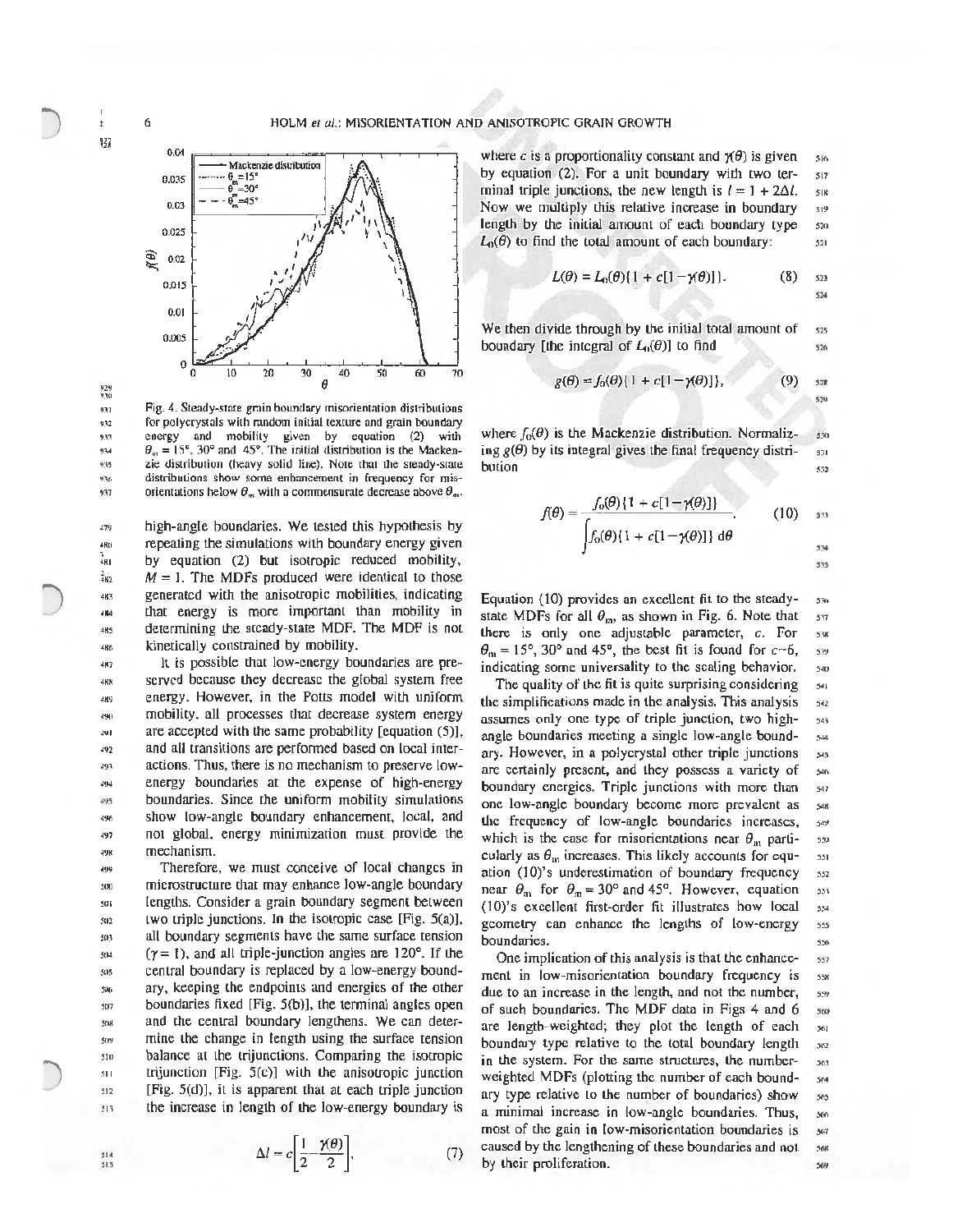Fig. 4. Steady-state grain boundary misorientation distributions for polycrystals with random initial texture and grain boundary energy and mobility given by equation (2) with $\theta_m = 15°$, $30°$ and $45°$. The initial distribution is the Mackenzie distribution (heavy solid line). Note that the steady-state distributions show some enhancement in frequency for misorientations below $\theta_m$, with a commensurate decrease above $\theta_m$.

high-angle boundaries. We tested this hypothesis by repeating the simulations with boundary energy given by equation (2) but isotropic reduced mobility, $M = 1$. The MDFs produced were identical to those generated with the anisotropic mobilities, indicating that energy is more important than mobility in determining the steady-state MDF. The MDF is not kinetically constrained by mobility.

It is possible that low-energy boundaries are preserved because they decrease the global system free energy. However, in the Potts model with uniform mobility, all processes that decrease system energy are accepted with the same probability [equation (5)], and all transitions are performed based on local interactions. Thus, there is no mechanism to preserve low-energy boundaries at the expense of high-energy boundaries. Since the uniform mobility simulations show low-angle boundary enhancement, local, and not global, energy minimization must provide the mechanism.

Therefore, we must conceive of local changes in microstructure that may enhance low-angle boundary lengths. Consider a grain boundary segment between two triple junctions. In the isotropic case [Fig. 5(a)], all boundary segments have the same surface tension ($\gamma = 1$), and all triple-junction angles are 120°. If the central boundary is replaced by a low-energy boundary, keeping the endpoints and energies of the other boundaries fixed [Fig. 5(b)], the terminal angles open and the central boundary lengthens. We can determine the change in length using the surface tension balance at the trijunctions. Comparing the isotropic trijunction [Fig. 5(c)] with the anisotropic junction [Fig. 5(d)], it is apparent that at each triple junction the increase in length of the low-energy boundary is

$$\Delta l = c\left[\frac{1}{2} - \frac{\gamma(\theta)}{2}\right], \qquad (7)$$

where $c$ is a proportionality constant and $\gamma(\theta)$ is given by equation (2). For a unit boundary with two terminal triple junctions, the new length is $l = 1 + 2\Delta l$. Now we multiply this relative increase in boundary length by the initial amount of each boundary type $L_0(\theta)$ to find the total amount of each boundary:

$$L(\theta) = L_0(\theta)\{1 + c[1 - \gamma(\theta)]\}. \qquad (8)$$

We then divide through by the initial total amount of boundary [the integral of $L_0(\theta)$] to find

$$g(\theta) = f_0(\theta)\{1 + c[1 - \gamma(\theta)]\}, \qquad (9)$$

where $f_0(\theta)$ is the Mackenzie distribution. Normalizing $g(\theta)$ by its integral gives the final frequency distribution

$$f(\theta) = \frac{f_0(\theta)\{1 + c[1 - \gamma(\theta)]\}}{\int f_0(\theta)\{1 + c[1 - \gamma(\theta)]\}\, d\theta}. \qquad (10)$$

Equation (10) provides an excellent fit to the steady-state MDFs for all $\theta_m$, as shown in Fig. 6. Note that there is only one adjustable parameter, $c$. For $\theta_m = 15°$, $30°$ and $45°$, the best fit is found for $c \sim 6$, indicating some universality to the scaling behavior.

The quality of the fit is quite surprising considering the simplifications made in the analysis. This analysis assumes only one type of triple junction, two high-angle boundaries meeting a single low-angle boundary. However, in a polycrystal other triple junctions are certainly present, and they possess a variety of boundary energies. Triple junctions with more than one low-angle boundary become more prevalent as the frequency of low-angle boundaries increases, which is the case for misorientations near $\theta_m$ particularly as $\theta_m$ increases. This likely accounts for equation (10)'s underestimation of boundary frequency near $\theta_m$ for $\theta_m = 30°$ and $45°$. However, equation (10)'s excellent first-order fit illustrates how local geometry can enhance the lengths of low-energy boundaries.

One implication of this analysis is that the enhancement in low-misorientation boundary frequency is due to an increase in the length, and not the number, of such boundaries. The MDF data in Figs 4 and 6 are length-weighted; they plot the length of each boundary type relative to the total boundary length in the system. For the same structures, the number-weighted MDFs (plotting the number of each boundary type relative to the number of boundaries) show a minimal increase in low-angle boundaries. Thus, most of the gain in low-misorientation boundaries is caused by the lengthening of these boundaries and not by their proliferation.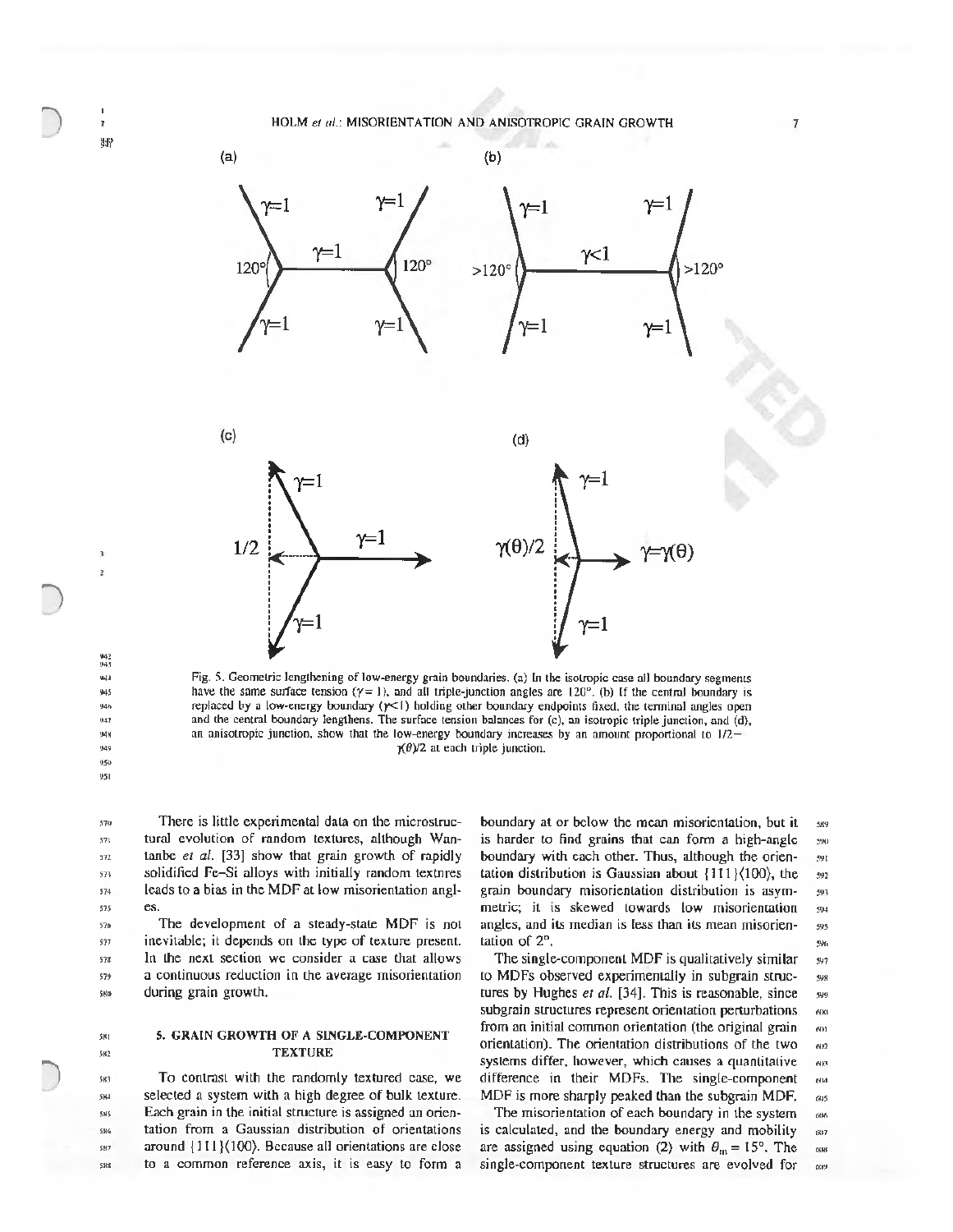(a)

(b)

(c)

(d)

Fig. 5. Geometric lengthening of low-energy grain boundaries. (a) In the isotropic case all boundary segments have the same surface tension ($\gamma = 1$), and all triple-junction angles are 120°. (b) If the central boundary is replaced by a low-energy boundary ($\gamma < 1$) holding other boundary endpoints fixed, the terminal angles open and the central boundary lengthens. The surface tension balances for (c), an isotropic triple junction, and (d), an anisotropic junction, show that the low-energy boundary increases by an amount proportional to $1/2 - \gamma(\theta)/2$ at each triple junction.

There is little experimental data on the microstructural evolution of random textures, although Wantanbe *et al.* [33] show that grain growth of rapidly solidified Fe–Si alloys with initially random textures leads to a bias in the MDF at low misorientation angles.

The development of a steady-state MDF is not inevitable; it depends on the type of texture present. In the next section we consider a case that allows a continuous reduction in the average misorientation during grain growth.

## 5. GRAIN GROWTH OF A SINGLE-COMPONENT TEXTURE

To contrast with the randomly textured case, we selected a system with a high degree of bulk texture. Each grain in the initial structure is assigned an orientation from a Gaussian distribution of orientations around {111}⟨100⟩. Because all orientations are close to a common reference axis, it is easy to form a boundary at or below the mean misorientation, but it is harder to find grains that can form a high-angle boundary with each other. Thus, although the orientation distribution is Gaussian about {111}⟨100⟩, the grain boundary misorientation distribution is asymmetric; it is skewed towards low misorientation angles, and its median is less than its mean misorientation of 2°.

The single-component MDF is qualitatively similar to MDFs observed experimentally in subgrain structures by Hughes *et al.* [34]. This is reasonable, since subgrain structures represent orientation perturbations from an initial common orientation (the original grain orientation). The orientation distributions of the two systems differ, however, which causes a quantitative difference in their MDFs. The single-component MDF is more sharply peaked than the subgrain MDF.

The misorientation of each boundary in the system is calculated, and the boundary energy and mobility are assigned using equation (2) with $\theta_m = 15°$. The single-component texture structures are evolved for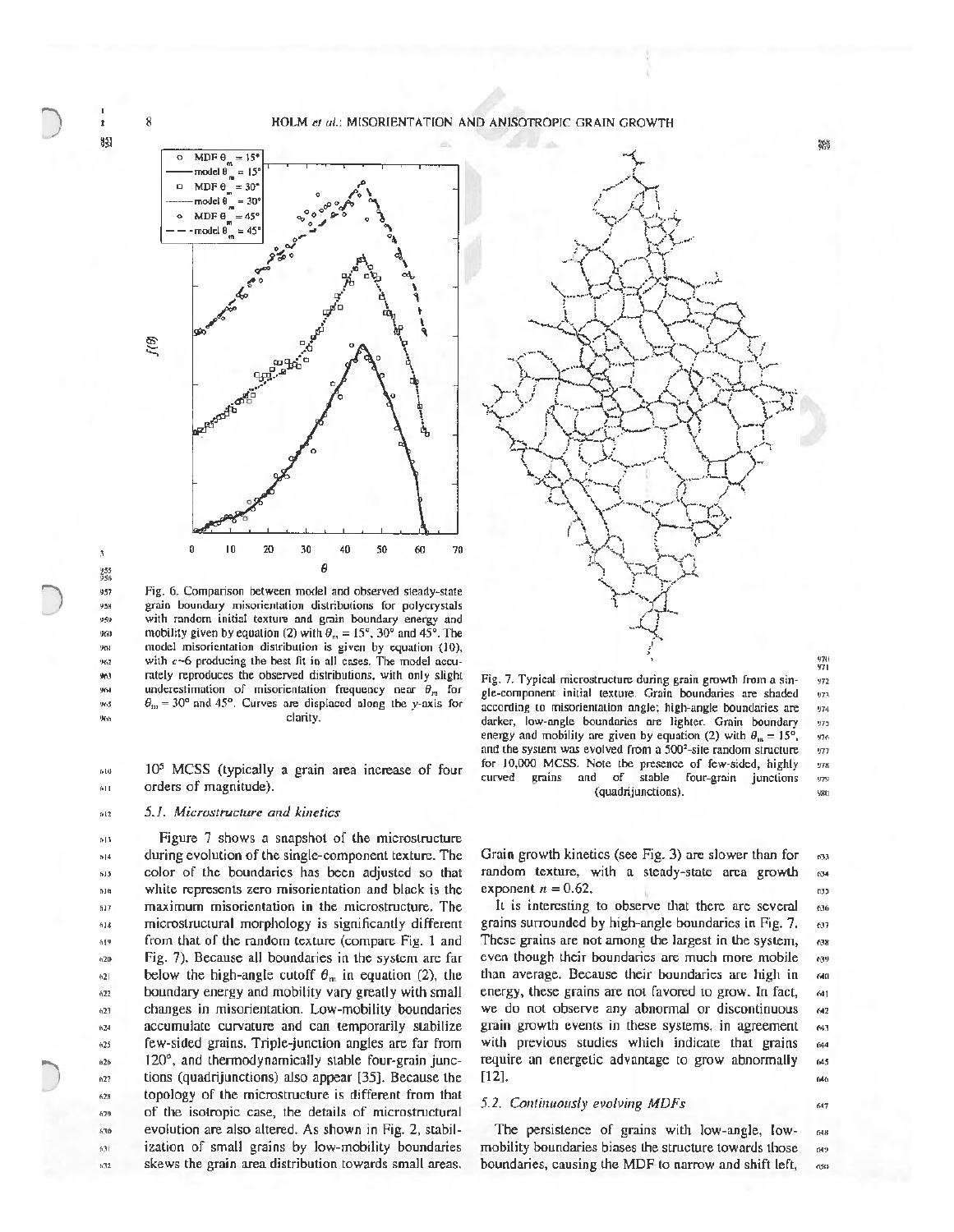Fig. 6. Comparison between model and observed steady-state grain boundary misorientation distributions for polycrystals with random initial texture and grain boundary energy and mobility given by equation (2) with $\theta_m = 15°$, $30°$ and $45°$. The model misorientation distribution is given by equation (10), with $c \sim 6$ producing the best fit in all cases. The model accurately reproduces the observed distributions, with only slight underestimation of misorientation frequency near $\theta_m$ for $\theta_m = 30°$ and $45°$. Curves are displaced along the y-axis for clarity.

Fig. 7. Typical microstructure during grain growth from a single-component initial texture. Grain boundaries are shaded according to misorientation angle; high-angle boundaries are darker, low-angle boundaries are lighter. Grain boundary energy and mobility are given by equation (2) with $\theta_m = 15°$, and the system was evolved from a $500^2$-site random structure for 10,000 MCSS. Note the presence of few-sided, highly curved grains and of stable four-grain junctions (quadrijunctions).

$10^5$ MCSS (typically a grain area increase of four orders of magnitude).

### 5.1. Microstructure and kinetics

Figure 7 shows a snapshot of the microstructure during evolution of the single-component texture. The color of the boundaries has been adjusted so that white represents zero misorientation and black is the maximum misorientation in the microstructure. The microstructural morphology is significantly different from that of the random texture (compare Fig. 1 and Fig. 7). Because all boundaries in the system are far below the high-angle cutoff $\theta_m$ in equation (2), the boundary energy and mobility vary greatly with small changes in misorientation. Low-mobility boundaries accumulate curvature and can temporarily stabilize few-sided grains. Triple-junction angles are far from 120°, and thermodynamically stable four-grain junctions (quadrijunctions) also appear [35]. Because the topology of the microstructure is different from that of the isotropic case, the details of microstructural evolution are also altered. As shown in Fig. 2, stabilization of small grains by low-mobility boundaries skews the grain area distribution towards small areas. Grain growth kinetics (see Fig. 3) are slower than for random texture, with a steady-state area growth exponent $n = 0.62$.

It is interesting to observe that there are several grains surrounded by high-angle boundaries in Fig. 7. These grains are not among the largest in the system, even though their boundaries are much more mobile than average. Because their boundaries are high in energy, these grains are not favored to grow. In fact, we do not observe any abnormal or discontinuous grain growth events in these systems, in agreement with previous studies which indicate that grains require an energetic advantage to grow abnormally [12].

### 5.2. Continuously evolving MDFs

The persistence of grains with low-angle, low-mobility boundaries biases the structure towards those boundaries, causing the MDF to narrow and shift left,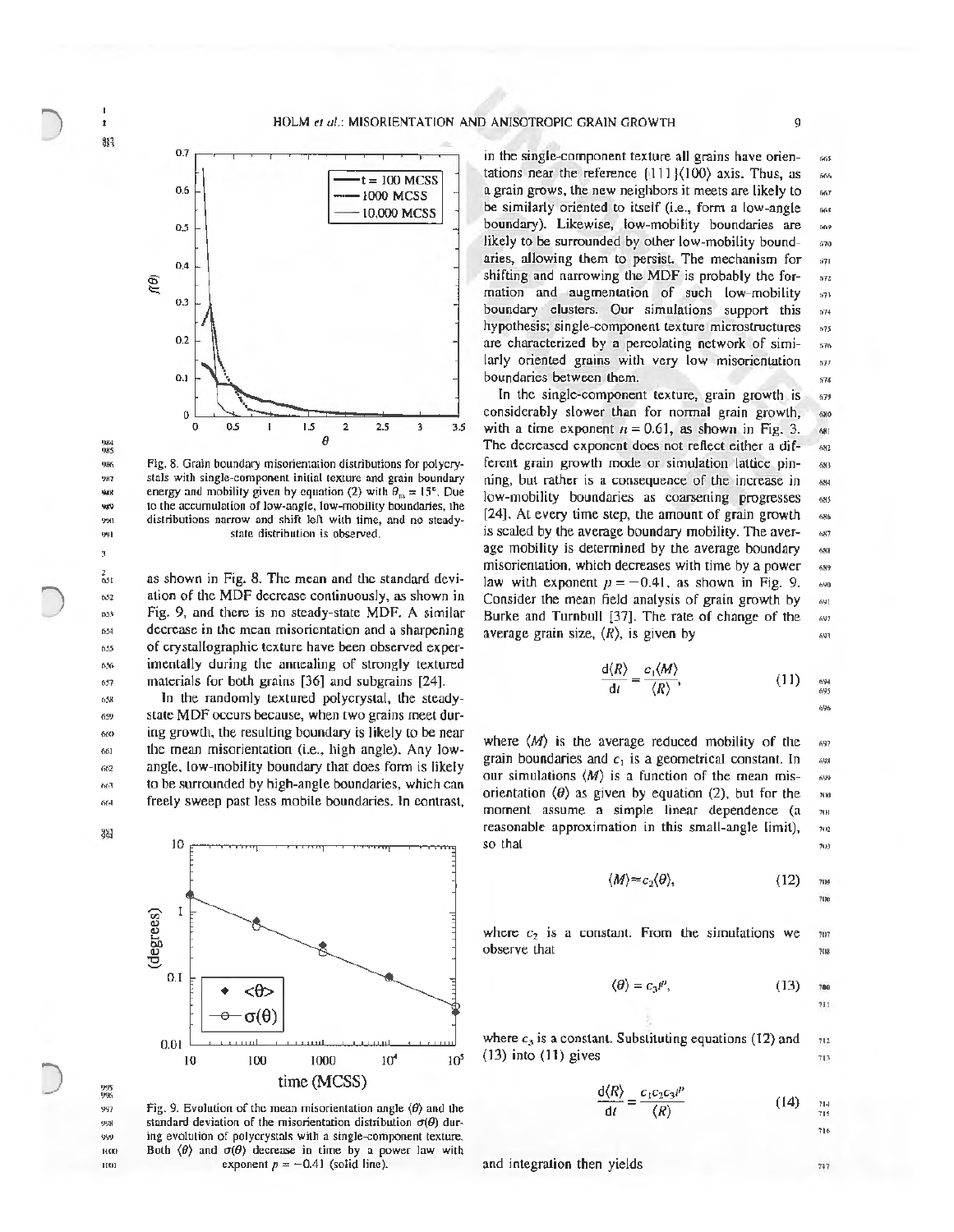Fig. 8. Grain boundary misorientation distributions for polycrystals with single-component initial texture and grain boundary energy and mobility given by equation (2) with $\theta_m = 15°$. Due to the accumulation of low-angle, low-mobility boundaries, the distributions narrow and shift left with time, and no steady-state distribution is observed.

as shown in Fig. 8. The mean and the standard deviation of the MDF decrease continuously, as shown in Fig. 9, and there is no steady-state MDF. A similar decrease in the mean misorientation and a sharpening of crystallographic texture have been observed experimentally during the annealing of strongly textured materials for both grains [36] and subgrains [24].

In the randomly textured polycrystal, the steady-state MDF occurs because, when two grains meet during growth, the resulting boundary is likely to be near the mean misorientation (i.e., high angle). Any low-angle, low-mobility boundary that does form is likely to be surrounded by high-angle boundaries, which can freely sweep past less mobile boundaries. In contrast,

Fig. 9. Evolution of the mean misorientation angle $\langle\theta\rangle$ and the standard deviation of the misorientation distribution $\sigma(\theta)$ during evolution of polycrystals with a single-component texture. Both $\langle\theta\rangle$ and $\sigma(\theta)$ decrease in time by a power law with exponent $p = -0.41$ (solid line).

in the single-component texture all grains have orientations near the reference {111}⟨100⟩ axis. Thus, as a grain grows, the new neighbors it meets are likely to be similarly oriented to itself (i.e., form a low-angle boundary). Likewise, low-mobility boundaries are likely to be surrounded by other low-mobility boundaries, allowing them to persist. The mechanism for shifting and narrowing the MDF is probably the formation and augmentation of such low-mobility boundary clusters. Our simulations support this hypothesis; single-component texture microstructures are characterized by a percolating network of similarly oriented grains with very low misorientation boundaries between them.

In the single-component texture, grain growth is considerably slower than for normal grain growth, with a time exponent $n = 0.61$, as shown in Fig. 3. The decreased exponent does not reflect either a different grain growth mode or simulation lattice pinning, but rather is a consequence of the increase in low-mobility boundaries as coarsening progresses [24]. At every time step, the amount of grain growth is scaled by the average boundary mobility. The average mobility is determined by the average boundary misorientation, which decreases with time by a power law with exponent $p = -0.41$, as shown in Fig. 9. Consider the mean field analysis of grain growth by Burke and Turnbull [37]. The rate of change of the average grain size, $\langle R\rangle$, is given by

$$\frac{d\langle R\rangle}{dt} = \frac{c_1\langle M\rangle}{\langle R\rangle}, \quad (11)$$

where $\langle M\rangle$ is the average reduced mobility of the grain boundaries and $c_1$ is a geometrical constant. In our simulations $\langle M\rangle$ is a function of the mean misorientation $\langle\theta\rangle$ as given by equation (2), but for the moment assume a simple linear dependence (a reasonable approximation in this small-angle limit), so that

$$\langle M\rangle \approx c_2\langle\theta\rangle, \quad (12)$$

where $c_2$ is a constant. From the simulations we observe that

$$\langle\theta\rangle = c_3 t^p, \quad (13)$$

where $c_3$ is a constant. Substituting equations (12) and (13) into (11) gives

$$\frac{d\langle R\rangle}{dt} = \frac{c_1 c_2 c_3 t^p}{\langle R\rangle} \quad (14)$$

and integration then yields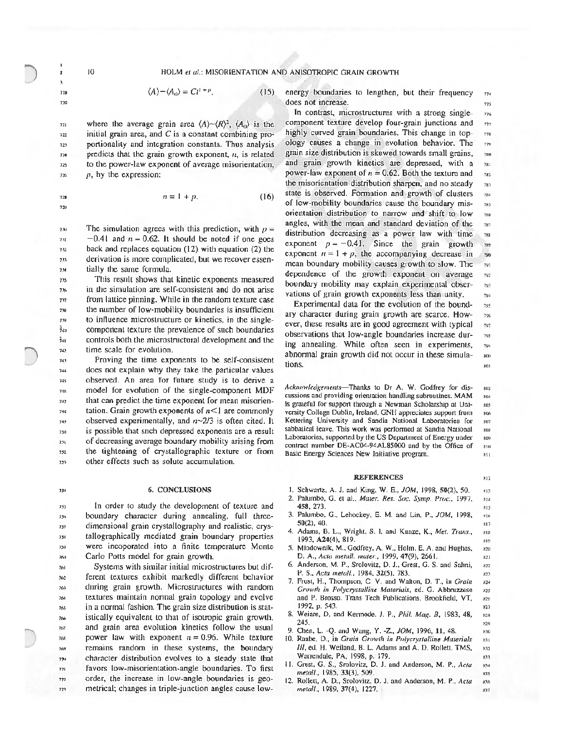$$\langle A\rangle - \langle A_0\rangle = Ct^{1+p}, \tag{15}$$

where the average grain area $\langle A\rangle \sim \langle R\rangle^2$, $\langle A_0\rangle$ is the initial grain area, and $C$ is a constant combining proportionality and integration constants. Thus analysis predicts that the grain growth exponent, $n$, is related to the power-law exponent of average misorientation, $p$, by the expression:

$$n = 1 + p. \tag{16}$$

The simulation agrees with this prediction, with $p = -0.41$ and $n = 0.62$. It should be noted if one goes back and replaces equation (12) with equation (2) the derivation is more complicated, but we recover essentially the same formula.

This result shows that kinetic exponents measured in the simulation are self-consistent and do not arise from lattice pinning. While in the random texture case the number of low-mobility boundaries is insufficient to influence microstructure or kinetics, in the single-component texture the prevalence of such boundaries controls both the microstructural development and the time scale for evolution.

Proving the time exponents to be self-consistent does not explain why they take the particular values observed. An area for future study is to derive a model for evolution of the single-component MDF that can predict the time exponent for mean misorientation. Grain growth exponents of $n<1$ are commonly observed experimentally, and $n \sim 2/3$ is often cited. It is possible that such depressed exponents are a result of decreasing average boundary mobility arising from the tightening of crystallographic texture or from other effects such as solute accumulation.

## 6. CONCLUSIONS

In order to study the development of texture and boundary character during annealing, full three-dimensional grain crystallography and realistic, crystallographically mediated grain boundary properties were incoporated into a finite temperature Monte Carlo Potts model for grain growth.

Systems with similar initial microstructures but different textures exhibit markedly different behavior during grain growth. Microstructures with random textures maintain normal grain topology and evolve in a normal fashion. The grain size distribution is statistically equivalent to that of isotropic grain growth, and grain area evolution kinetics follow the usual power law with exponent $n = 0.96$. While texture remains random in these systems, the boundary character distribution evolves to a steady state that favors low-misorientation-angle boundaries. To first order, the increase in low-angle boundaries is geometrical; changes in triple-junction angles cause low-energy boundaries to lengthen, but their frequency does not increase.

In contrast, microstructures with a strong single-component texture develop four-grain junctions and highly curved grain boundaries. This change in topology causes a change in evolution behavior. The grain size distribution is skewed towards small grains, and grain growth kinetics are depressed, with a power-law exponent of $n = 0.62$. Both the texture and the misorientation distribution sharpen, and no steady state is observed. Formation and growth of clusters of low-mobility boundaries cause the boundary misorientation distribution to narrow and shift to low angles, with the mean and standard deviation of the distribution decreasing as a power law with time exponent $p = -0.41$. Since the grain growth exponent $n = 1 + p$, the accompanying decrease in mean boundary mobility causes growth to slow. The dependence of the growth exponent on average boundary mobility may explain experimental observations of grain growth exponents less than unity.

Experimental data for the evolution of the boundary character during grain growth are scarce. However, these results are in good agreement with typical observations that low-angle boundaries increase during annealing. While often seen in experiments, abnormal grain growth did not occur in these simulations.

*Acknowledgements*—Thanks to Dr A. W. Godfrey for discussions and providing orientation handling subroutines. MAM is grateful for support through a Newman Scholarship at University College Dublin, Ireland. GNH appreciates support from Kettering University and Sandia National Laboratories for sabbatical leave. This work was performed at Sandia National Laboratories, supported by the US Department of Energy under contract number DE-AC04-94AL85000 and by the Office of Basic Energy Sciences New Initiative program.

## REFERENCES

1. Schwartz, A. J. and King, W. E., *JOM*, 1998, **50**(2), 50.
2. Palumbo, G. et al., *Mater. Res. Soc. Symp. Proc.*, 1997, **458**, 273.
3. Palumbo, G., Lehockey, E. M. and Lin, P., *JOM*, 1998, **50**(2), 40.
4. Adams, B. L., Wright, S. I. and Kunze, K., *Met. Trans.*, 1993, **A24**(4), 819.
5. Mlodownik, M., Godfrey, A. W., Holm, E. A. and Hughes, D. A., *Acta metall. mater.*, 1999, **47**(9), 2661.
6. Anderson, M. P., Srolovitz, D. J., Grest, G. S. and Sahni, P. S., *Acta metall.*, 1984, **32**(5), 783.
7. Frost, H., Thompson, C. V. and Walton, D. T., in *Grain Growth in Polycrystalline Materials*, ed. G. Abbruzzese and P. Brosso. Trans Tech Publications, Brookfield, VT, 1992, p. 543.
8. Weiare, D. and Kermode, J. P., *Phil. Mag. B*, 1983, **48**, 245.
9. Chen, L. -Q. and Wang, Y. -Z., *JOM*, 1996, **11**, 48.
10. Raabe, D., in *Grain Growth in Polycrystalline Materials III*, ed. H. Weiland, B. L. Adams and A. D. Rollett. TMS, Warrendale, PA, 1998, p. 179.
11. Grest, G. S., Srolovitz, D. J. and Anderson, M. P., *Acta metall.*, 1985, **33**(3), 509.
12. Rollett, A. D., Srolovitz, D. J. and Anderson, M. P., *Acta metall.*, 1989, **37**(4), 1227.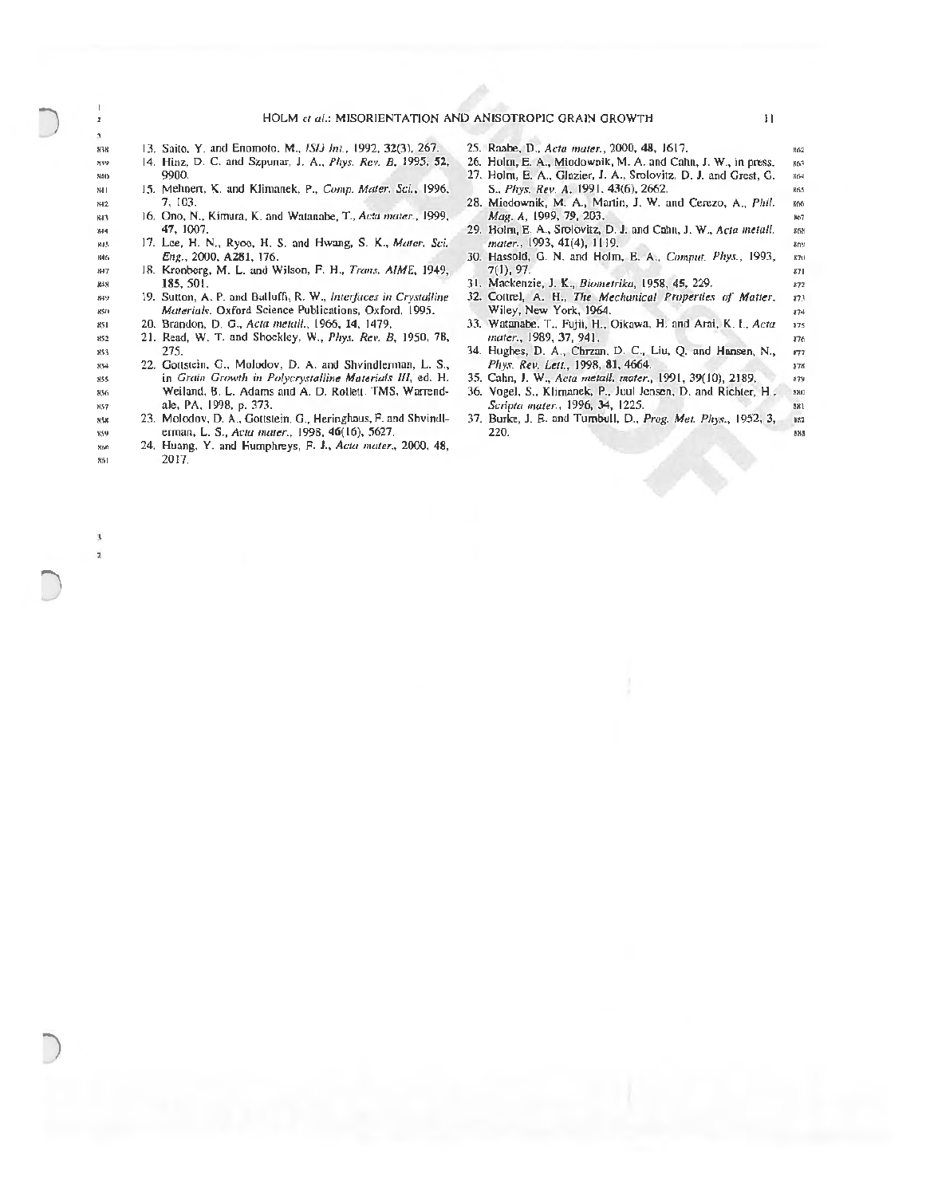13. Saito, Y. and Enomoto, M., *ISIJ Int.*, 1992, **32**(3), 267.
14. Hinz, D. C. and Szpunar, J. A., *Phys. Rev. B*, 1995, **52**, 9900.
15. Mehnert, K. and Klimanek, P., *Comp. Mater. Sci.*, 1996, **7**, 103.
16. Ono, N., Kimura, K. and Watanabe, T., *Acta mater.*, 1999, **47**, 1007.
17. Lee, H. N., Ryoo, H. S. and Hwang, S. K., *Mater. Sci. Eng.*, 2000, **A281**, 176.
18. Kronberg, M. L. and Wilson, F. H., *Trans. AIME*, 1949, **185**, 501.
19. Sutton, A. P. and Balluffi, R. W., *Interfaces in Crystalline Materials*. Oxford Science Publications, Oxford, 1995.
20. Brandon, D. G., *Acta metall.*, 1966, **14**, 1479.
21. Read, W. T. and Shockley, W., *Phys. Rev. B*, 1950, **78**, 275.
22. Gottstein, G., Molodov, D. A. and Shvindlerman, L. S., in *Grain Growth in Polycrystalline Materials III*, ed. H. Weiland, B. L. Adams and A. D. Rollett. TMS, Warrendale, PA, 1998, p. 373.
23. Molodov, D. A., Gottstein, G., Heringhaus, F. and Shvindlerman, L. S., *Acta mater.*, 1998, **46**(16), 5627.
24. Huang, Y. and Humphreys, F. J., *Acta mater.*, 2000, **48**, 2017.
25. Raabe, D., *Acta mater.*, 2000, **48**, 1617.
26. Holm, E. A., Miodownik, M. A. and Cahn, J. W., in press.
27. Holm, E. A., Glazier, J. A., Srolovitz, D. J. and Grest, G. S., *Phys. Rev. A*, 1991, **43**(6), 2662.
28. Miodownik, M. A., Martin, J. W. and Cerezo, A., *Phil. Mag. A*, 1999, **79**, 203.
29. Holm, E. A., Srolovitz, D. J. and Cahn, J. W., *Acta metall. mater.*, 1993, **41**(4), 1119.
30. Hassold, G. N. and Holm, E. A., *Comput. Phys.*, 1993, **7**(1), 97.
31. Mackenzie, J. K., *Biometrika*, 1958, **45**, 229.
32. Cottrel, A. H., *The Mechanical Properties of Matter*. Wiley, New York, 1964.
33. Watanabe, T., Fujii, H., Oikawa, H. and Arai, K. I., *Acta mater.*, 1989, **37**, 941.
34. Hughes, D. A., Chrzan, D. C., Liu, Q. and Hansen, N., *Phys. Rev. Lett.*, 1998, **81**, 4664.
35. Cahn, J. W., *Acta metall. mater.*, 1991, 39(10), 2189.
36. Vogel, S., Klimanek, P., Juul Jensen, D. and Richter, H., *Scripta mater.*, 1996, **34**, 1225.
37. Burke, J. E. and Turnbull, D., *Prog. Met. Phys.*, 1952, **3**, 220.